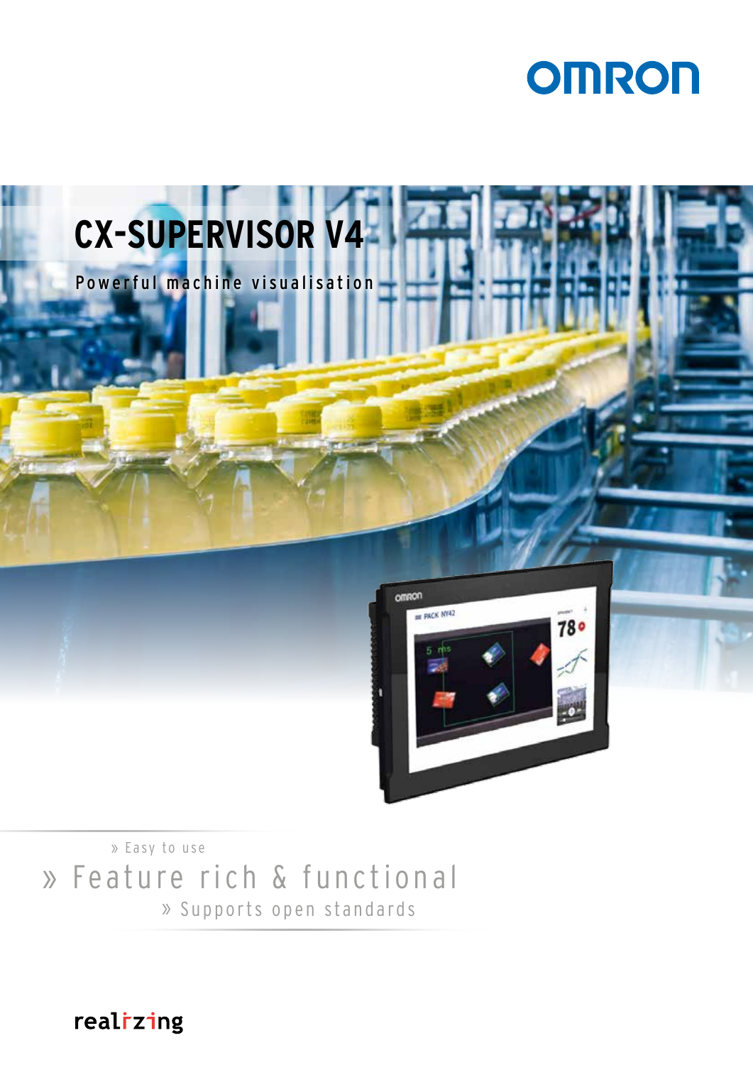OMRON

# CX-SUPERVISOR V4

Powerful machine visualisation

» Easy to use

» Feature rich & functional

» Supports open standards

realizing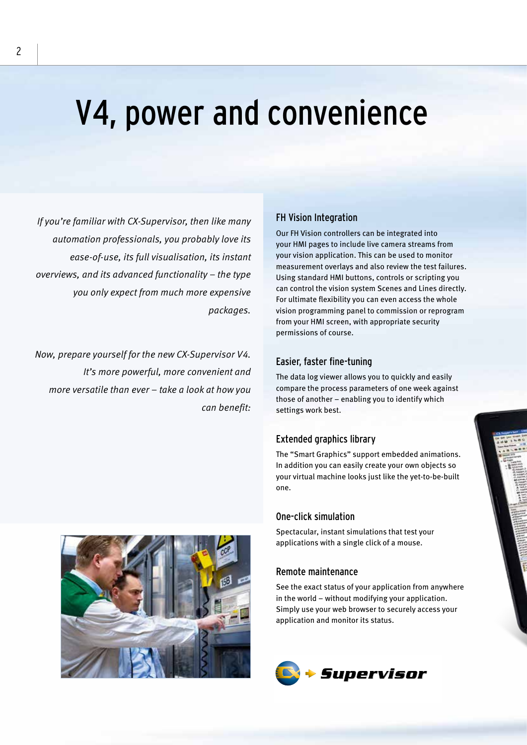# V4, power and convenience

*If you're familiar with CX-Supervisor, then like many automation professionals, you probably love its ease-of-use, its full visualisation, its instant overviews, and its advanced functionality – the type you only expect from much more expensive packages.*

*Now, prepare yourself for the new CX-Supervisor V4. It's more powerful, more convenient and more versatile than ever – take a look at how you can benefit:*

## FH Vision Integration

Our FH Vision controllers can be integrated into your HMI pages to include live camera streams from your vision application. This can be used to monitor measurement overlays and also review the test failures. Using standard HMI buttons, controls or scripting you can control the vision system Scenes and Lines directly. For ultimate flexibility you can even access the whole vision programming panel to commission or reprogram from your HMI screen, with appropriate security permissions of course.

## Easier, faster fine-tuning

The data log viewer allows you to quickly and easily compare the process parameters of one week against those of another – enabling you to identify which settings work best.

## Extended graphics library

The "Smart Graphics" support embedded animations. In addition you can easily create your own objects so your virtual machine looks just like the yet-to-be-built one.

## One-click simulation

Spectacular, instant simulations that test your applications with a single click of a mouse.

## Remote maintenance

See the exact status of your application from anywhere in the world – without modifying your application. Simply use your web browser to securely access your application and monitor its status.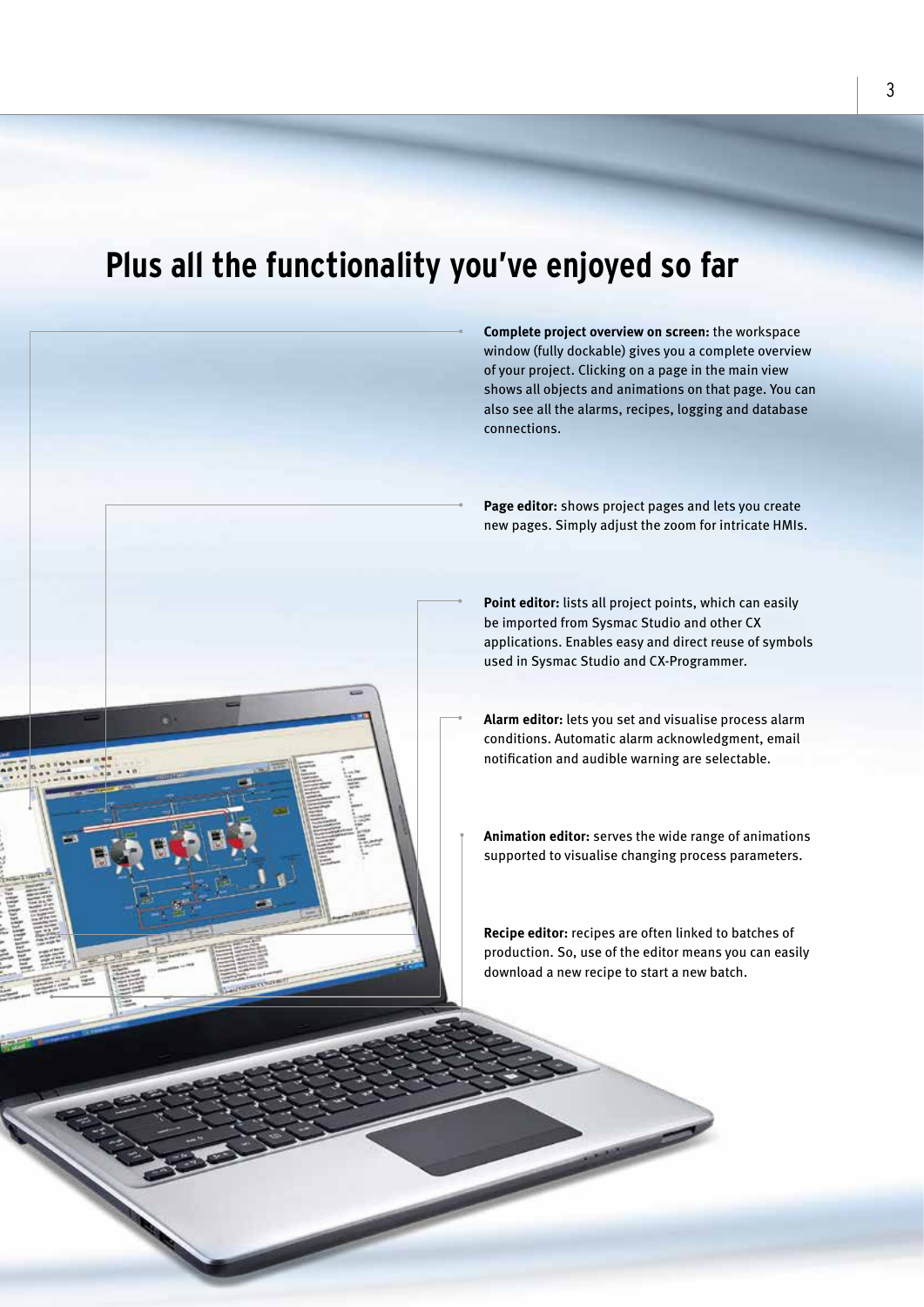# Plus all the functionality you've enjoyed so far

**Complete project overview on screen:** the workspace window (fully dockable) gives you a complete overview of your project. Clicking on a page in the main view shows all objects and animations on that page. You can also see all the alarms, recipes, logging and database connections.

**Page editor:** shows project pages and lets you create new pages. Simply adjust the zoom for intricate HMIs.

**Point editor:** lists all project points, which can easily be imported from Sysmac Studio and other CX applications. Enables easy and direct reuse of symbols used in Sysmac Studio and CX-Programmer.

**Alarm editor:** lets you set and visualise process alarm conditions. Automatic alarm acknowledgment, email notification and audible warning are selectable.

**Animation editor:** serves the wide range of animations supported to visualise changing process parameters.

**Recipe editor:** recipes are often linked to batches of production. So, use of the editor means you can easily download a new recipe to start a new batch.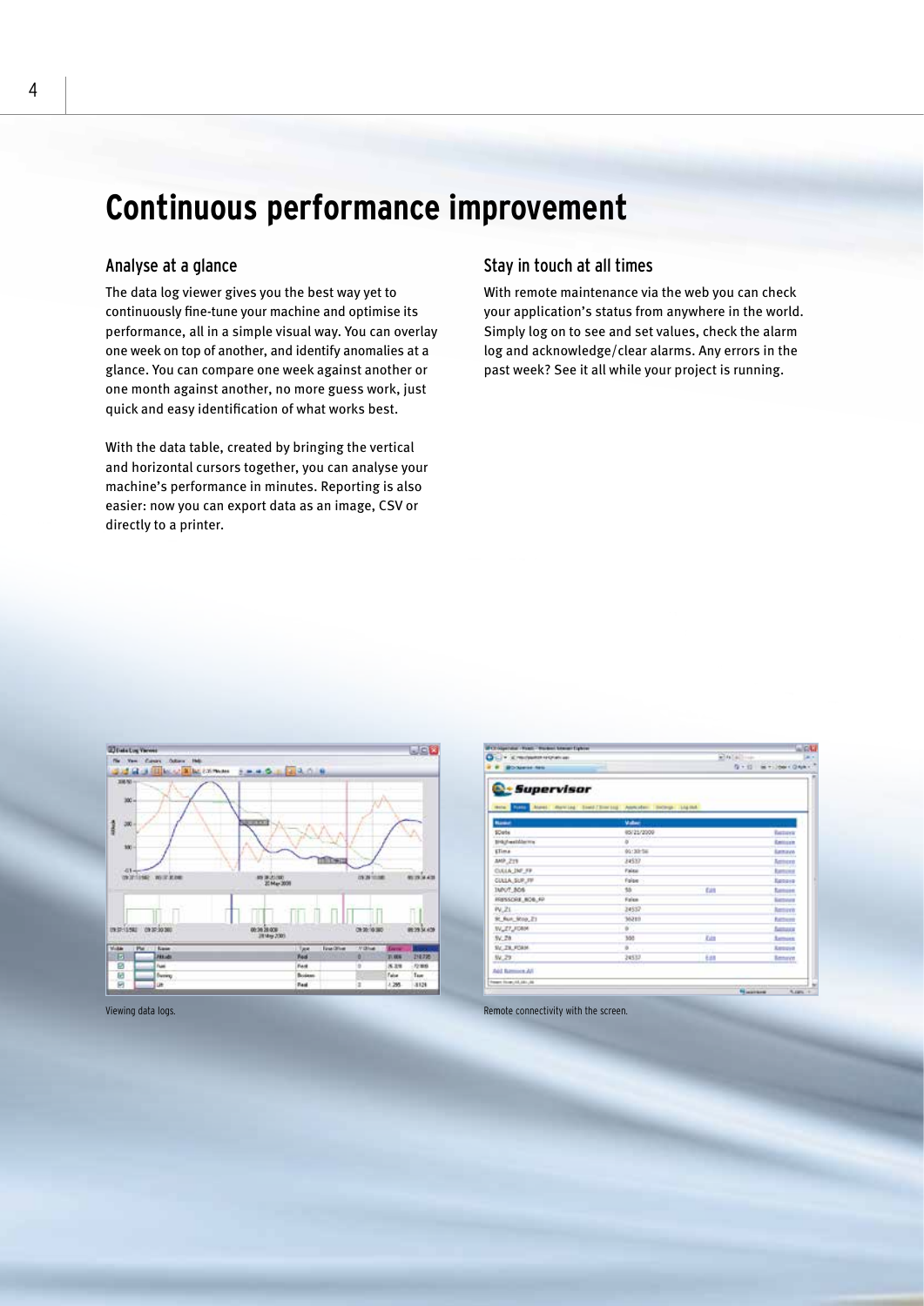# Continuous performance improvement

## Analyse at a glance

The data log viewer gives you the best way yet to continuously fine-tune your machine and optimise its performance, all in a simple visual way. You can overlay one week on top of another, and identify anomalies at a glance. You can compare one week against another or one month against another, no more guess work, just quick and easy identification of what works best.

With the data table, created by bringing the vertical and horizontal cursors together, you can analyse your machine's performance in minutes. Reporting is also easier: now you can export data as an image, CSV or directly to a printer.

## Stay in touch at all times

With remote maintenance via the web you can check your application's status from anywhere in the world. Simply log on to see and set values, check the alarm log and acknowledge/clear alarms. Any errors in the past week? See it all while your project is running.

Viewing data logs.

Remote connectivity with the screen.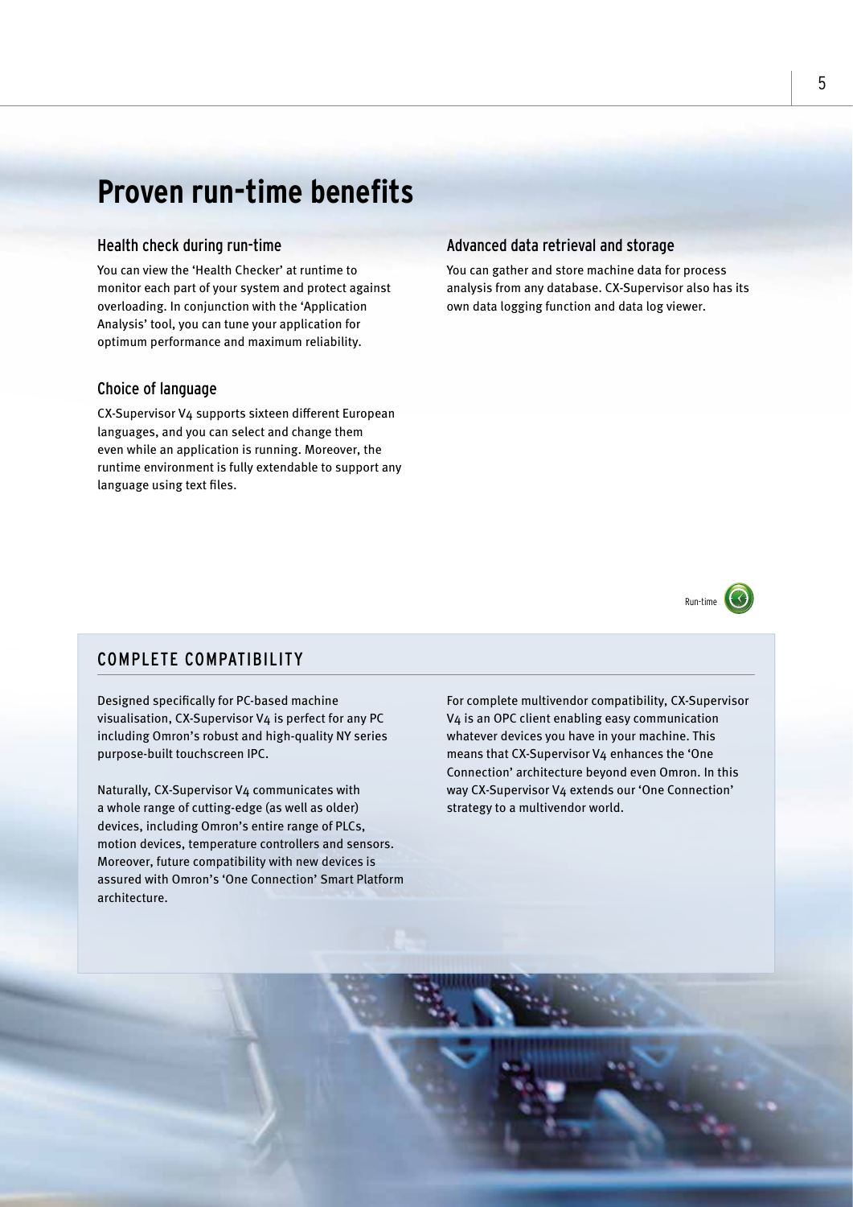# Proven run-time benefits

### Health check during run-time

You can view the 'Health Checker' at runtime to monitor each part of your system and protect against overloading. In conjunction with the 'Application Analysis' tool, you can tune your application for optimum performance and maximum reliability.

### Choice of language

CX-Supervisor V4 supports sixteen different European languages, and you can select and change them even while an application is running. Moreover, the runtime environment is fully extendable to support any language using text files.

### Advanced data retrieval and storage

You can gather and store machine data for process analysis from any database. CX-Supervisor also has its own data logging function and data log viewer.

Run-time

## COMPLETE COMPATIBILITY

Designed specifically for PC-based machine visualisation, CX-Supervisor V4 is perfect for any PC including Omron's robust and high-quality NY series purpose-built touchscreen IPC.

Naturally, CX-Supervisor V4 communicates with a whole range of cutting-edge (as well as older) devices, including Omron's entire range of PLCs, motion devices, temperature controllers and sensors. Moreover, future compatibility with new devices is assured with Omron's 'One Connection' Smart Platform architecture.

For complete multivendor compatibility, CX-Supervisor V4 is an OPC client enabling easy communication whatever devices you have in your machine. This means that CX-Supervisor V4 enhances the 'One Connection' architecture beyond even Omron. In this way CX-Supervisor V4 extends our 'One Connection' strategy to a multivendor world.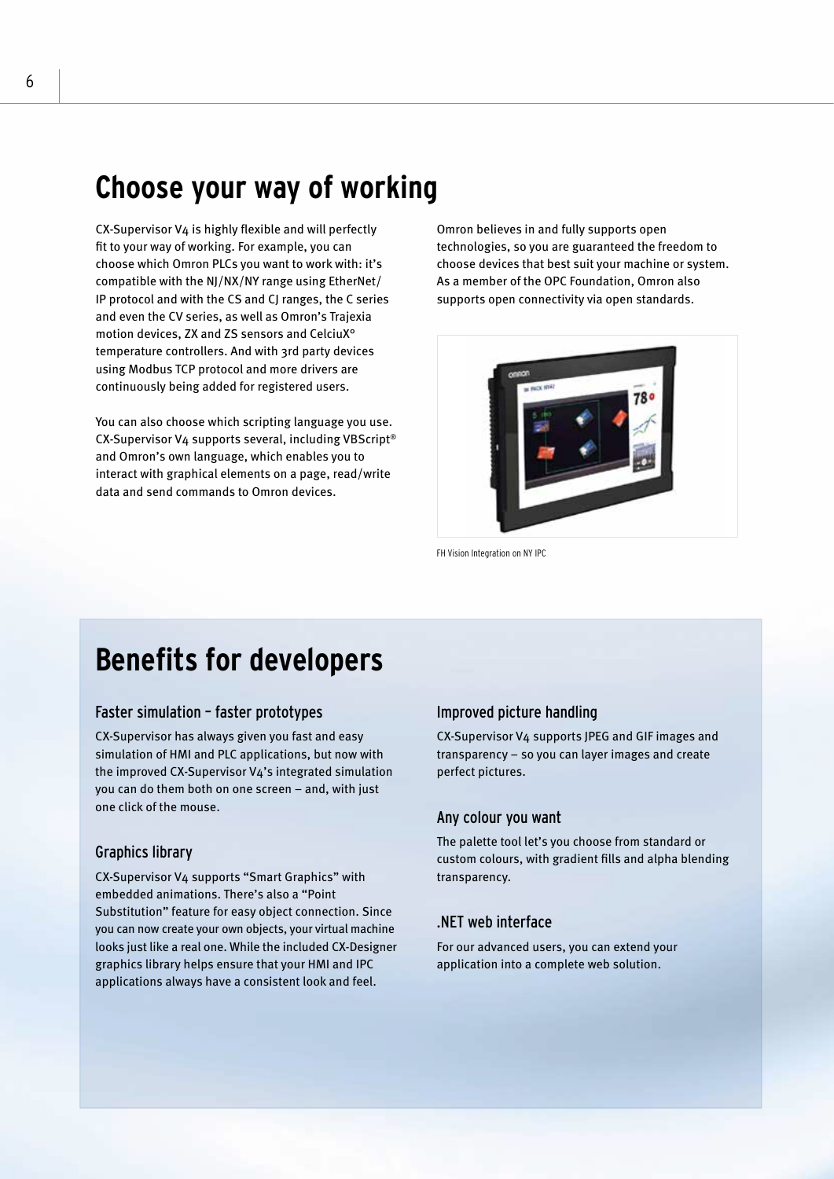# Choose your way of working

CX-Supervisor V4 is highly flexible and will perfectly fit to your way of working. For example, you can choose which Omron PLCs you want to work with: it's compatible with the NJ/NX/NY range using EtherNet/IP protocol and with the CS and CJ ranges, the C series and even the CV series, as well as Omron's Trajexia motion devices, ZX and ZS sensors and CelciuX° temperature controllers. And with 3rd party devices using Modbus TCP protocol and more drivers are continuously being added for registered users.

You can also choose which scripting language you use. CX-Supervisor V4 supports several, including VBScript® and Omron's own language, which enables you to interact with graphical elements on a page, read/write data and send commands to Omron devices.

Omron believes in and fully supports open technologies, so you are guaranteed the freedom to choose devices that best suit your machine or system. As a member of the OPC Foundation, Omron also supports open connectivity via open standards.

FH Vision Integration on NY IPC

# Benefits for developers

### Faster simulation – faster prototypes

CX-Supervisor has always given you fast and easy simulation of HMI and PLC applications, but now with the improved CX-Supervisor V4's integrated simulation you can do them both on one screen – and, with just one click of the mouse.

### Graphics library

CX-Supervisor V4 supports "Smart Graphics" with embedded animations. There's also a "Point Substitution" feature for easy object connection. Since you can now create your own objects, your virtual machine looks just like a real one. While the included CX-Designer graphics library helps ensure that your HMI and IPC applications always have a consistent look and feel.

### Improved picture handling

CX-Supervisor V4 supports JPEG and GIF images and transparency – so you can layer images and create perfect pictures.

### Any colour you want

The palette tool let's you choose from standard or custom colours, with gradient fills and alpha blending transparency.

### .NET web interface

For our advanced users, you can extend your application into a complete web solution.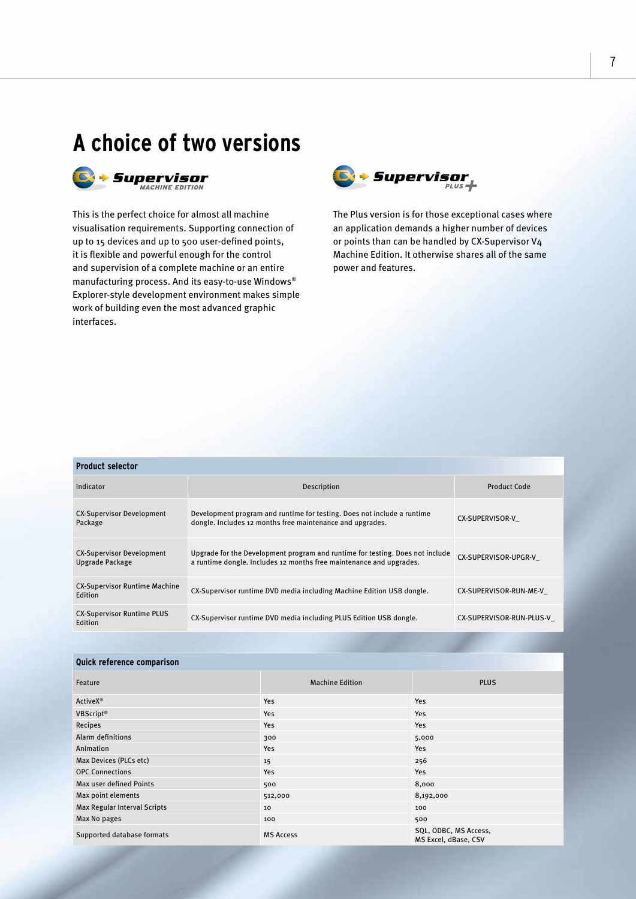# A choice of two versions

**Supervisor** *MACHINE EDITION*

This is the perfect choice for almost all machine visualisation requirements. Supporting connection of up to 15 devices and up to 500 user-defined points, it is flexible and powerful enough for the control and supervision of a complete machine or an entire manufacturing process. And its easy-to-use Windows® Explorer-style development environment makes simple work of building even the most advanced graphic interfaces.

**Supervisor** *PLUS*

The Plus version is for those exceptional cases where an application demands a higher number of devices or points than can be handled by CX-Supervisor V4 Machine Edition. It otherwise shares all of the same power and features.

## Product selector

| Indicator | Description | Product Code |
|---|---|---|
| CX-Supervisor Development Package | Development program and runtime for testing. Does not include a runtime dongle. Includes 12 months free maintenance and upgrades. | CX-SUPERVISOR-V_ |
| CX-Supervisor Development Upgrade Package | Upgrade for the Development program and runtime for testing. Does not include a runtime dongle. Includes 12 months free maintenance and upgrades. | CX-SUPERVISOR-UPGR-V_ |
| CX-Supervisor Runtime Machine Edition | CX-Supervisor runtime DVD media including Machine Edition USB dongle. | CX-SUPERVISOR-RUN-ME-V_ |
| CX-Supervisor Runtime PLUS Edition | CX-Supervisor runtime DVD media including PLUS Edition USB dongle. | CX-SUPERVISOR-RUN-PLUS-V_ |

## Quick reference comparison

| Feature | Machine Edition | PLUS |
|---|---|---|
| ActiveX® | Yes | Yes |
| VBScript® | Yes | Yes |
| Recipes | Yes | Yes |
| Alarm definitions | 300 | 5,000 |
| Animation | Yes | Yes |
| Max Devices (PLCs etc) | 15 | 256 |
| OPC Connections | Yes | Yes |
| Max user defined Points | 500 | 8,000 |
| Max point elements | 512,000 | 8,192,000 |
| Max Regular Interval Scripts | 10 | 100 |
| Max No pages | 100 | 500 |
| Supported database formats | MS Access | SQL, ODBC, MS Access, MS Excel, dBase, CSV |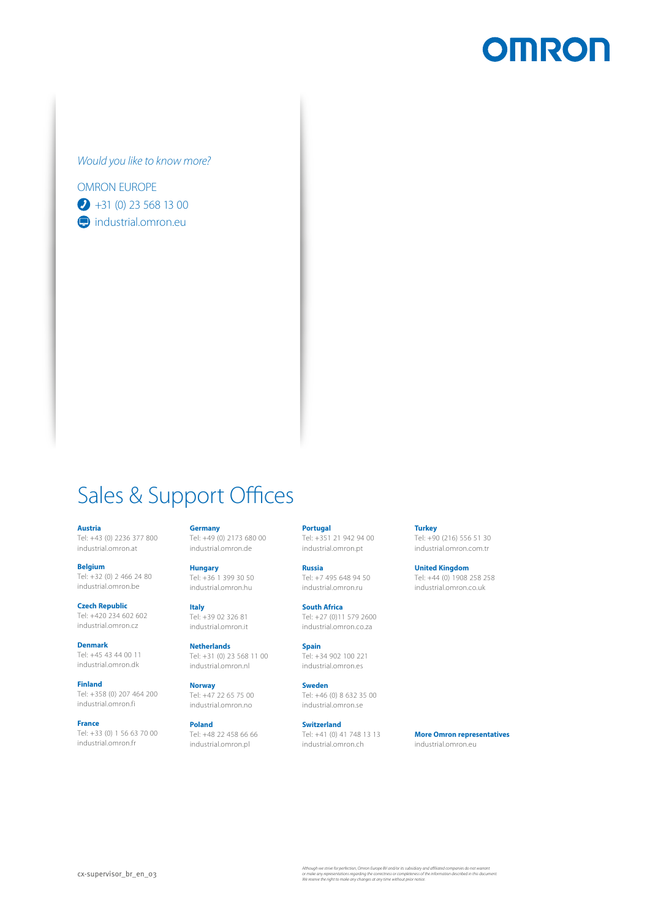OMRON

*Would you like to know more?*

OMRON EUROPE

+31 (0) 23 568 13 00

industrial.omron.eu

# Sales & Support Offices

**Austria**
Tel: +43 (0) 2236 377 800
industrial.omron.at

**Belgium**
Tel: +32 (0) 2 466 24 80
industrial.omron.be

**Czech Republic**
Tel: +420 234 602 602
industrial.omron.cz

**Denmark**
Tel: +45 43 44 00 11
industrial.omron.dk

**Finland**
Tel: +358 (0) 207 464 200
industrial.omron.fi

**France**
Tel: +33 (0) 1 56 63 70 00
industrial.omron.fr

**Germany**
Tel: +49 (0) 2173 680 00
industrial.omron.de

**Hungary**
Tel: +36 1 399 30 50
industrial.omron.hu

**Italy**
Tel: +39 02 326 81
industrial.omron.it

**Netherlands**
Tel: +31 (0) 23 568 11 00
industrial.omron.nl

**Norway**
Tel: +47 22 65 75 00
industrial.omron.no

**Poland**
Tel: +48 22 458 66 66
industrial.omron.pl

**Portugal**
Tel: +351 21 942 94 00
industrial.omron.pt

**Russia**
Tel: +7 495 648 94 50
industrial.omron.ru

**South Africa**
Tel: +27 (0)11 579 2600
industrial.omron.co.za

**Spain**
Tel: +34 902 100 221
industrial.omron.es

**Sweden**
Tel: +46 (0) 8 632 35 00
industrial.omron.se

**Switzerland**
Tel: +41 (0) 41 748 13 13
industrial.omron.ch

**Turkey**
Tel: +90 (216) 556 51 30
industrial.omron.com.tr

**United Kingdom**
Tel: +44 (0) 1908 258 258
industrial.omron.co.uk

**More Omron representatives**
industrial.omron.eu

cx-supervisor_br_en_03

*Although we strive for perfection, Omron Europe BV and/or its subsidiary and affiliated companies do not warrant or make any representations regarding the correctness or completeness of the information described in this document. We reserve the right to make any changes at any time without prior notice.*